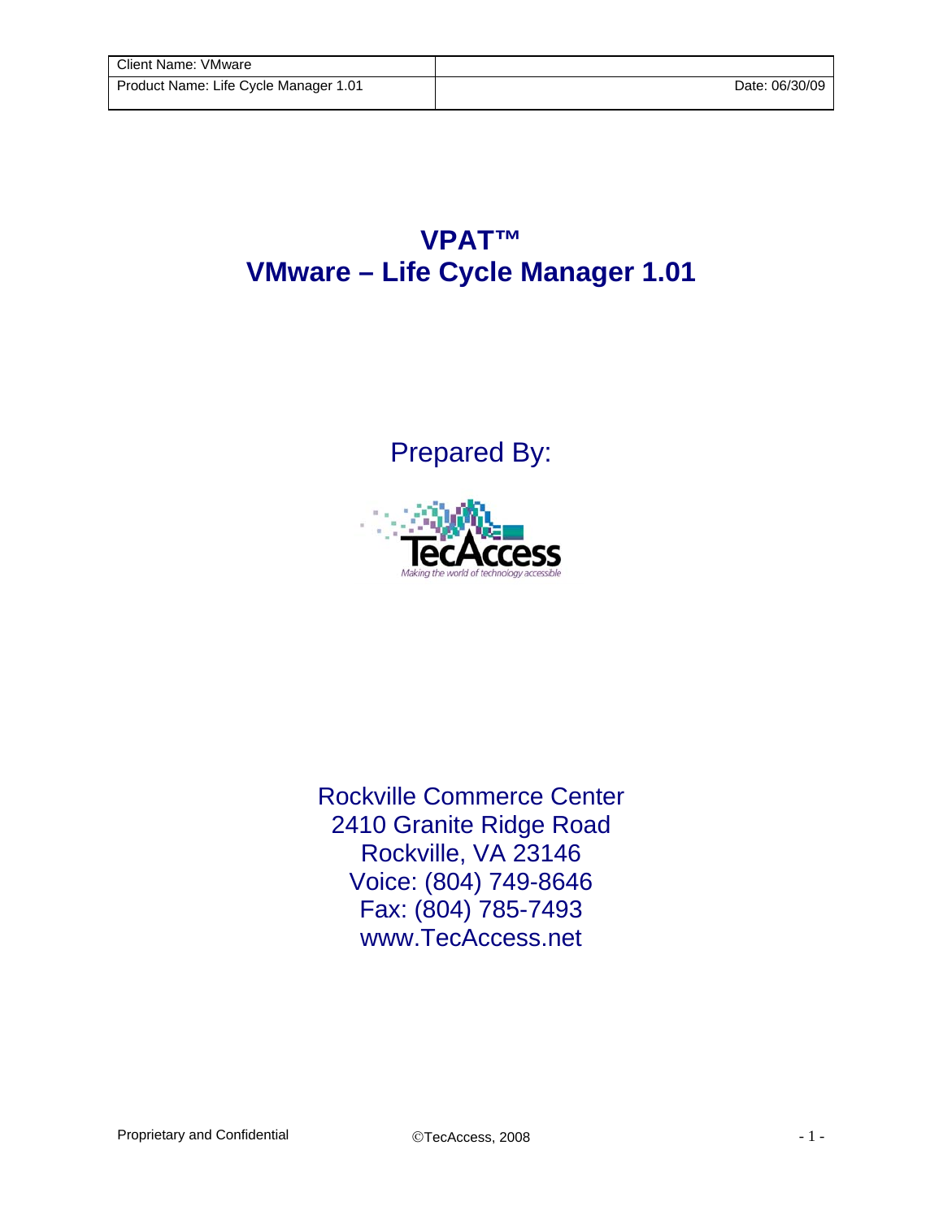| Client Name: VMware | |
| --- | --- |
| Product Name: Life Cycle Manager 1.01 | Date: 06/30/09 |

# VPAT™
# VMware – Life Cycle Manager 1.01

Prepared By:

TecAccess

*Making the world of technology accessible*

Rockville Commerce Center
2410 Granite Ridge Road
Rockville, VA 23146
Voice: (804) 749-8646
Fax: (804) 785-7493
www.TecAccess.net

Proprietary and Confidential ©TecAccess, 2008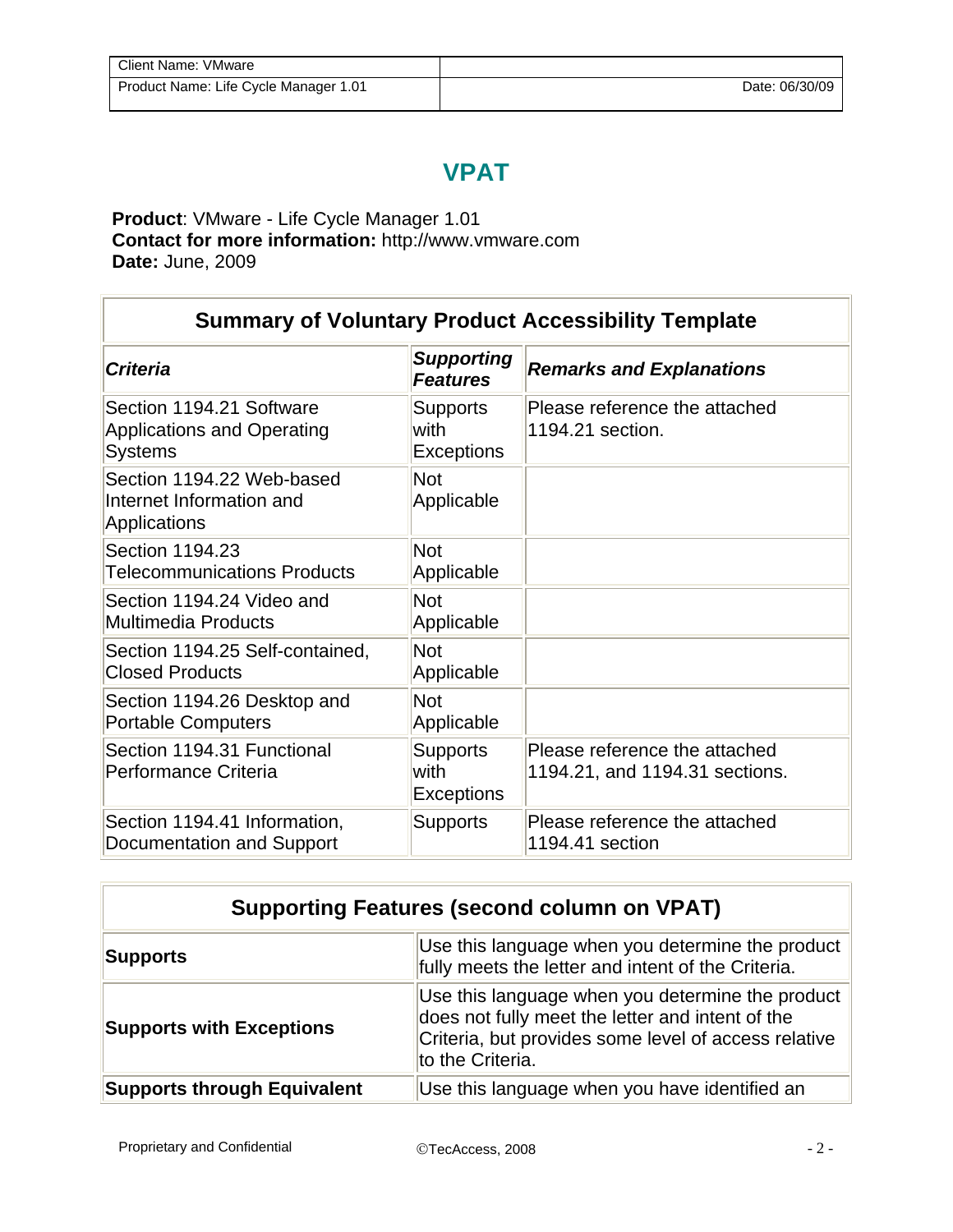| Client Name: VMware | |
|---|---|
| Product Name: Life Cycle Manager 1.01 | Date: 06/30/09 |

# VPAT

**Product**: VMware - Life Cycle Manager 1.01
**Contact for more information:** http://www.vmware.com
**Date:** June, 2009

| Summary of Voluntary Product Accessibility Template | | |
|---|---|---|
| ***Criteria*** | ***Supporting Features*** | ***Remarks and Explanations*** |
| Section 1194.21 Software Applications and Operating Systems | Supports with Exceptions | Please reference the attached 1194.21 section. |
| Section 1194.22 Web-based Internet Information and Applications | Not Applicable | |
| Section 1194.23 Telecommunications Products | Not Applicable | |
| Section 1194.24 Video and Multimedia Products | Not Applicable | |
| Section 1194.25 Self-contained, Closed Products | Not Applicable | |
| Section 1194.26 Desktop and Portable Computers | Not Applicable | |
| Section 1194.31 Functional Performance Criteria | Supports with Exceptions | Please reference the attached 1194.21, and 1194.31 sections. |
| Section 1194.41 Information, Documentation and Support | Supports | Please reference the attached 1194.41 section |

| Supporting Features (second column on VPAT) | |
|---|---|
| **Supports** | Use this language when you determine the product fully meets the letter and intent of the Criteria. |
| **Supports with Exceptions** | Use this language when you determine the product does not fully meet the letter and intent of the Criteria, but provides some level of access relative to the Criteria. |
| **Supports through Equivalent** | Use this language when you have identified an |

Proprietary and Confidential ©TecAccess, 2008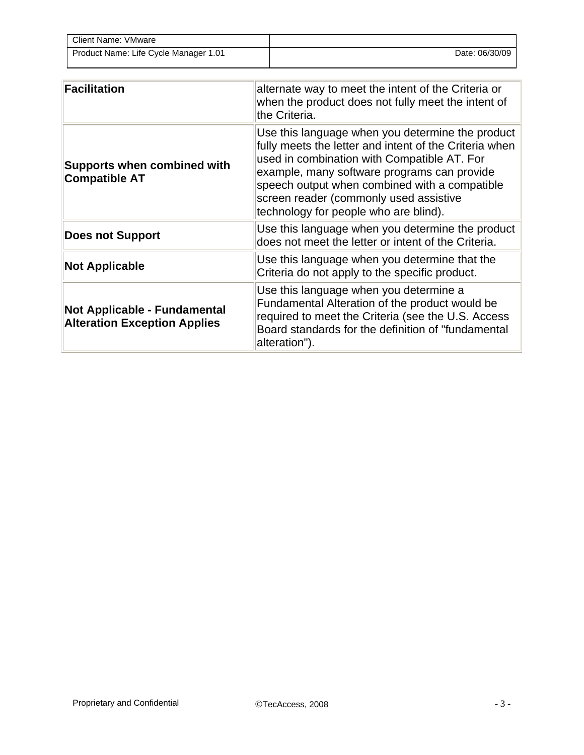| | |
|---|---|
| **Facilitation** | alternate way to meet the intent of the Criteria or when the product does not fully meet the intent of the Criteria. |
| **Supports when combined with Compatible AT** | Use this language when you determine the product fully meets the letter and intent of the Criteria when used in combination with Compatible AT. For example, many software programs can provide speech output when combined with a compatible screen reader (commonly used assistive technology for people who are blind). |
| **Does not Support** | Use this language when you determine the product does not meet the letter or intent of the Criteria. |
| **Not Applicable** | Use this language when you determine that the Criteria do not apply to the specific product. |
| **Not Applicable - Fundamental Alteration Exception Applies** | Use this language when you determine a Fundamental Alteration of the product would be required to meet the Criteria (see the U.S. Access Board standards for the definition of "fundamental alteration"). |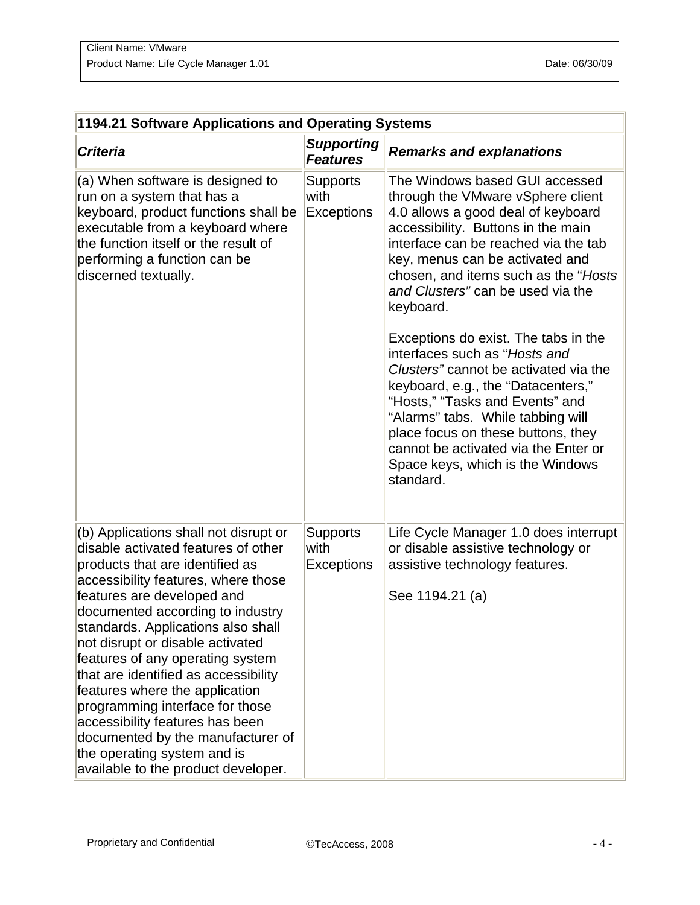| Client Name: VMware | |
|---|---|
| Product Name: Life Cycle Manager 1.01 | Date: 06/30/09 |

| **1194.21 Software Applications and Operating Systems** | | |
|---|---|---|
| ***Criteria*** | ***Supporting Features*** | ***Remarks and explanations*** |
| (a) When software is designed to run on a system that has a keyboard, product functions shall be executable from a keyboard where the function itself or the result of performing a function can be discerned textually. | Supports with Exceptions | The Windows based GUI accessed through the VMware vSphere client 4.0 allows a good deal of keyboard accessibility. Buttons in the main interface can be reached via the tab key, menus can be activated and chosen, and items such as the "*Hosts and Clusters"* can be used via the keyboard.<br><br>Exceptions do exist. The tabs in the interfaces such as "*Hosts and Clusters"* cannot be activated via the keyboard, e.g., the "Datacenters," "Hosts," "Tasks and Events" and "Alarms" tabs. While tabbing will place focus on these buttons, they cannot be activated via the Enter or Space keys, which is the Windows standard. |
| (b) Applications shall not disrupt or disable activated features of other products that are identified as accessibility features, where those features are developed and documented according to industry standards. Applications also shall not disrupt or disable activated features of any operating system that are identified as accessibility features where the application programming interface for those accessibility features has been documented by the manufacturer of the operating system and is available to the product developer. | Supports with Exceptions | Life Cycle Manager 1.0 does interrupt or disable assistive technology or assistive technology features.<br><br>See 1194.21 (a) |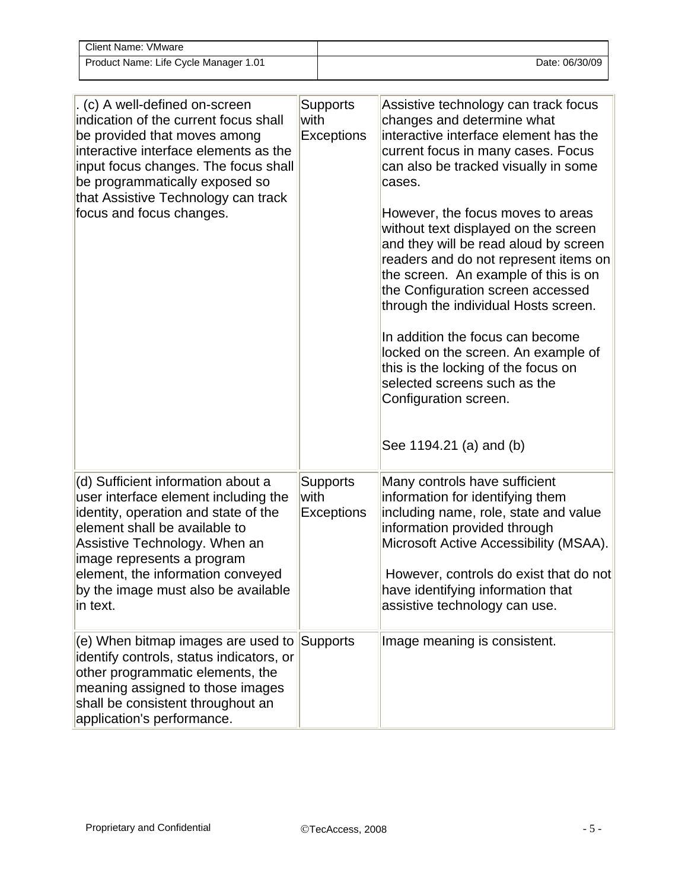| | | |
|---|---|---|
| . (c) A well-defined on-screen indication of the current focus shall be provided that moves among interactive interface elements as the input focus changes. The focus shall be programmatically exposed so that Assistive Technology can track focus and focus changes. | Supports with Exceptions | Assistive technology can track focus changes and determine what interactive interface element has the current focus in many cases. Focus can also be tracked visually in some cases.<br><br>However, the focus moves to areas without text displayed on the screen and they will be read aloud by screen readers and do not represent items on the screen. An example of this is on the Configuration screen accessed through the individual Hosts screen.<br><br>In addition the focus can become locked on the screen. An example of this is the locking of the focus on selected screens such as the Configuration screen.<br><br>See 1194.21 (a) and (b) |
| (d) Sufficient information about a user interface element including the identity, operation and state of the element shall be available to Assistive Technology. When an image represents a program element, the information conveyed by the image must also be available in text. | Supports with Exceptions | Many controls have sufficient information for identifying them including name, role, state and value information provided through Microsoft Active Accessibility (MSAA).<br><br>However, controls do exist that do not have identifying information that assistive technology can use. |
| (e) When bitmap images are used to identify controls, status indicators, or other programmatic elements, the meaning assigned to those images shall be consistent throughout an application's performance. | Supports | Image meaning is consistent. |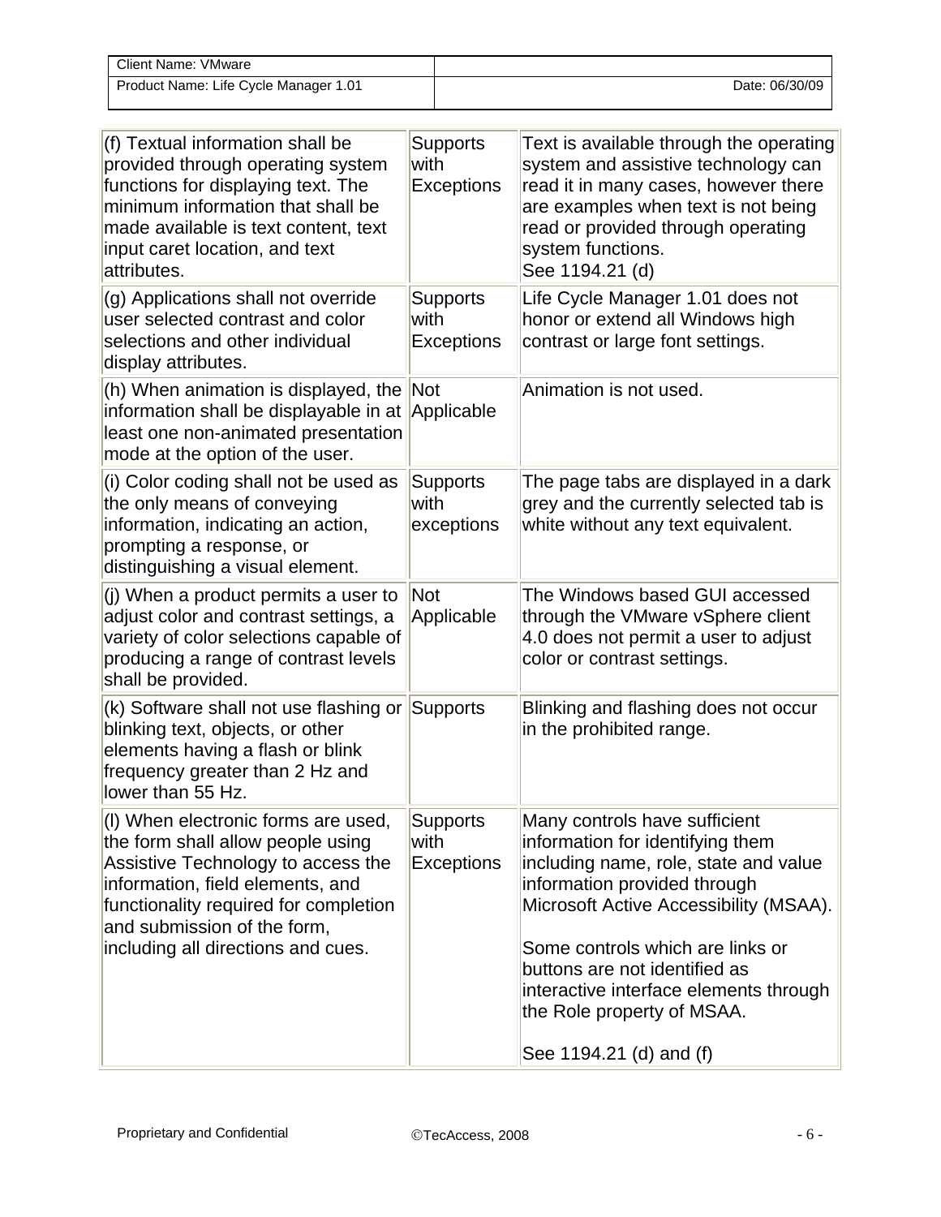| | | |
|---|---|---|
| (f) Textual information shall be provided through operating system functions for displaying text. The minimum information that shall be made available is text content, text input caret location, and text attributes. | Supports with Exceptions | Text is available through the operating system and assistive technology can read it in many cases, however there are examples when text is not being read or provided through operating system functions.<br>See 1194.21 (d) |
| (g) Applications shall not override user selected contrast and color selections and other individual display attributes. | Supports with Exceptions | Life Cycle Manager 1.01 does not honor or extend all Windows high contrast or large font settings. |
| (h) When animation is displayed, the information shall be displayable in at least one non-animated presentation mode at the option of the user. | Not Applicable | Animation is not used. |
| (i) Color coding shall not be used as the only means of conveying information, indicating an action, prompting a response, or distinguishing a visual element. | Supports with exceptions | The page tabs are displayed in a dark grey and the currently selected tab is white without any text equivalent. |
| (j) When a product permits a user to adjust color and contrast settings, a variety of color selections capable of producing a range of contrast levels shall be provided. | Not Applicable | The Windows based GUI accessed through the VMware vSphere client 4.0 does not permit a user to adjust color or contrast settings. |
| (k) Software shall not use flashing or blinking text, objects, or other elements having a flash or blink frequency greater than 2 Hz and lower than 55 Hz. | Supports | Blinking and flashing does not occur in the prohibited range. |
| (l) When electronic forms are used, the form shall allow people using Assistive Technology to access the information, field elements, and functionality required for completion and submission of the form, including all directions and cues. | Supports with Exceptions | Many controls have sufficient information for identifying them including name, role, state and value information provided through Microsoft Active Accessibility (MSAA).<br><br>Some controls which are links or buttons are not identified as interactive interface elements through the Role property of MSAA.<br><br>See 1194.21 (d) and (f) |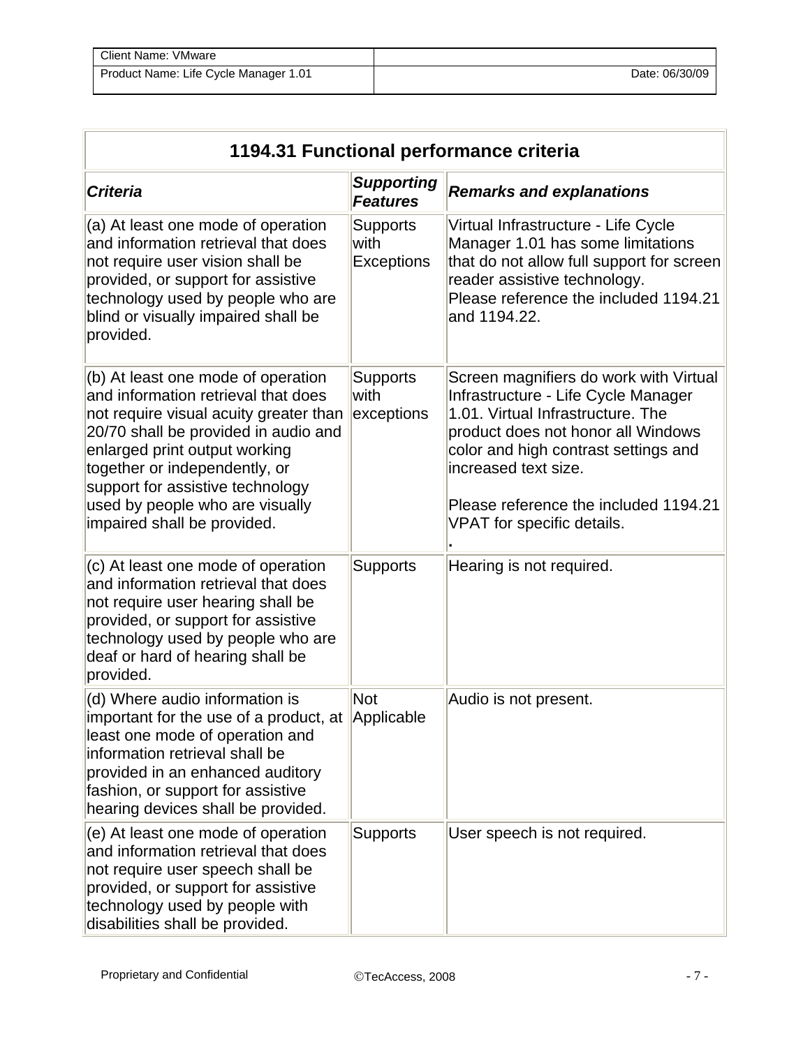| 1194.31 Functional performance criteria | | |
|---|---|---|
| ***Criteria*** | ***Supporting Features*** | ***Remarks and explanations*** |
| (a) At least one mode of operation and information retrieval that does not require user vision shall be provided, or support for assistive technology used by people who are blind or visually impaired shall be provided. | Supports with Exceptions | Virtual Infrastructure - Life Cycle Manager 1.01 has some limitations that do not allow full support for screen reader assistive technology. Please reference the included 1194.21 and 1194.22. |
| (b) At least one mode of operation and information retrieval that does not require visual acuity greater than 20/70 shall be provided in audio and enlarged print output working together or independently, or support for assistive technology used by people who are visually impaired shall be provided. | Supports with exceptions | Screen magnifiers do work with Virtual Infrastructure - Life Cycle Manager 1.01. Virtual Infrastructure. The product does not honor all Windows color and high contrast settings and increased text size. Please reference the included 1194.21 VPAT for specific details. . |
| (c) At least one mode of operation and information retrieval that does not require user hearing shall be provided, or support for assistive technology used by people who are deaf or hard of hearing shall be provided. | Supports | Hearing is not required. |
| (d) Where audio information is important for the use of a product, at least one mode of operation and information retrieval shall be provided in an enhanced auditory fashion, or support for assistive hearing devices shall be provided. | Not Applicable | Audio is not present. |
| (e) At least one mode of operation and information retrieval that does not require user speech shall be provided, or support for assistive technology used by people with disabilities shall be provided. | Supports | User speech is not required. |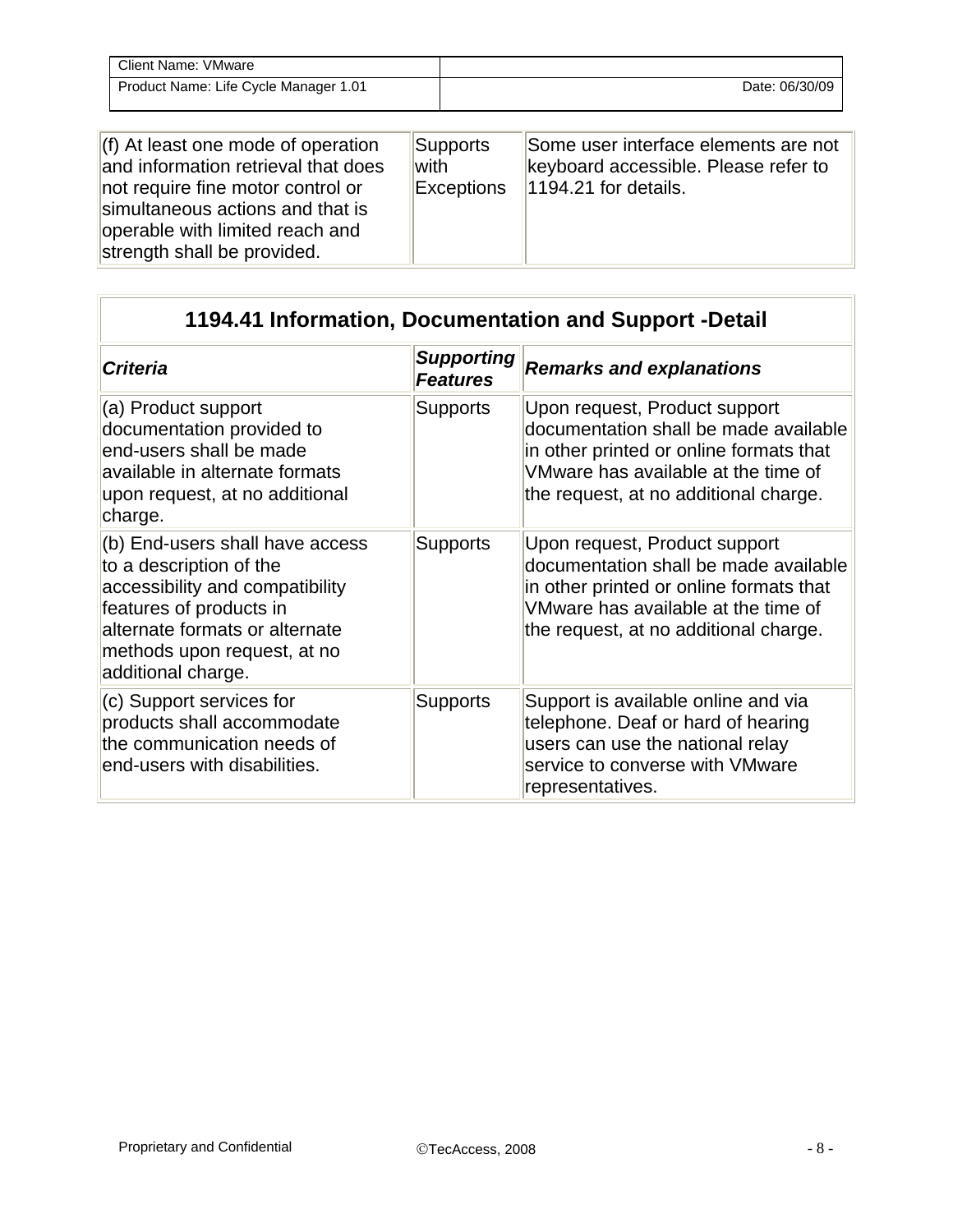| | | |
|---|---|---|
| (f) At least one mode of operation and information retrieval that does not require fine motor control or simultaneous actions and that is operable with limited reach and strength shall be provided. | Supports with Exceptions | Some user interface elements are not keyboard accessible. Please refer to 1194.21 for details. |

| 1194.41 Information, Documentation and Support -Detail | | |
|---|---|---|
| ***Criteria*** | ***Supporting Features*** | ***Remarks and explanations*** |
| (a) Product support documentation provided to end-users shall be made available in alternate formats upon request, at no additional charge. | Supports | Upon request, Product support documentation shall be made available in other printed or online formats that VMware has available at the time of the request, at no additional charge. |
| (b) End-users shall have access to a description of the accessibility and compatibility features of products in alternate formats or alternate methods upon request, at no additional charge. | Supports | Upon request, Product support documentation shall be made available in other printed or online formats that VMware has available at the time of the request, at no additional charge. |
| (c) Support services for products shall accommodate the communication needs of end-users with disabilities. | Supports | Support is available online and via telephone. Deaf or hard of hearing users can use the national relay service to converse with VMware representatives. |